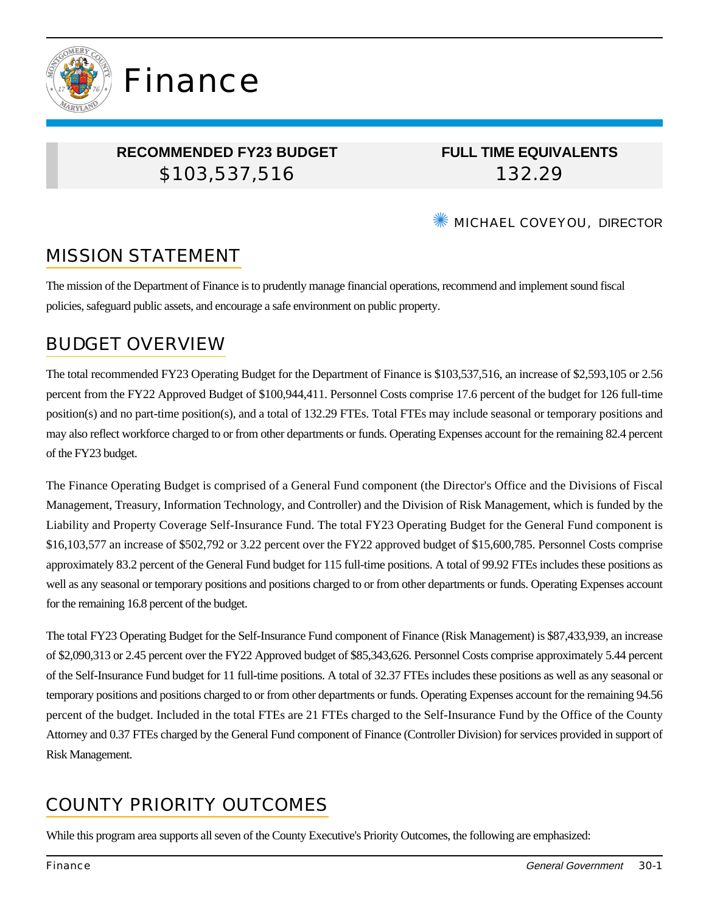# Finance

| RECOMMENDED FY23 BUDGET | FULL TIME EQUIVALENTS |
| --- | --- |
| $103,537,516 | 132.29 |

MICHAEL COVEYOU, DIRECTOR

## MISSION STATEMENT

The mission of the Department of Finance is to prudently manage financial operations, recommend and implement sound fiscal policies, safeguard public assets, and encourage a safe environment on public property.

## BUDGET OVERVIEW

The total recommended FY23 Operating Budget for the Department of Finance is $103,537,516, an increase of $2,593,105 or 2.56 percent from the FY22 Approved Budget of $100,944,411. Personnel Costs comprise 17.6 percent of the budget for 126 full-time position(s) and no part-time position(s), and a total of 132.29 FTEs. Total FTEs may include seasonal or temporary positions and may also reflect workforce charged to or from other departments or funds. Operating Expenses account for the remaining 82.4 percent of the FY23 budget.

The Finance Operating Budget is comprised of a General Fund component (the Director's Office and the Divisions of Fiscal Management, Treasury, Information Technology, and Controller) and the Division of Risk Management, which is funded by the Liability and Property Coverage Self-Insurance Fund. The total FY23 Operating Budget for the General Fund component is $16,103,577 an increase of $502,792 or 3.22 percent over the FY22 approved budget of $15,600,785. Personnel Costs comprise approximately 83.2 percent of the General Fund budget for 115 full-time positions. A total of 99.92 FTEs includes these positions as well as any seasonal or temporary positions and positions charged to or from other departments or funds. Operating Expenses account for the remaining 16.8 percent of the budget.

The total FY23 Operating Budget for the Self-Insurance Fund component of Finance (Risk Management) is $87,433,939, an increase of $2,090,313 or 2.45 percent over the FY22 Approved budget of $85,343,626. Personnel Costs comprise approximately 5.44 percent of the Self-Insurance Fund budget for 11 full-time positions. A total of 32.37 FTEs includes these positions as well as any seasonal or temporary positions and positions charged to or from other departments or funds. Operating Expenses account for the remaining 94.56 percent of the budget. Included in the total FTEs are 21 FTEs charged to the Self-Insurance Fund by the Office of the County Attorney and 0.37 FTEs charged by the General Fund component of Finance (Controller Division) for services provided in support of Risk Management.

## COUNTY PRIORITY OUTCOMES

While this program area supports all seven of the County Executive's Priority Outcomes, the following are emphasized: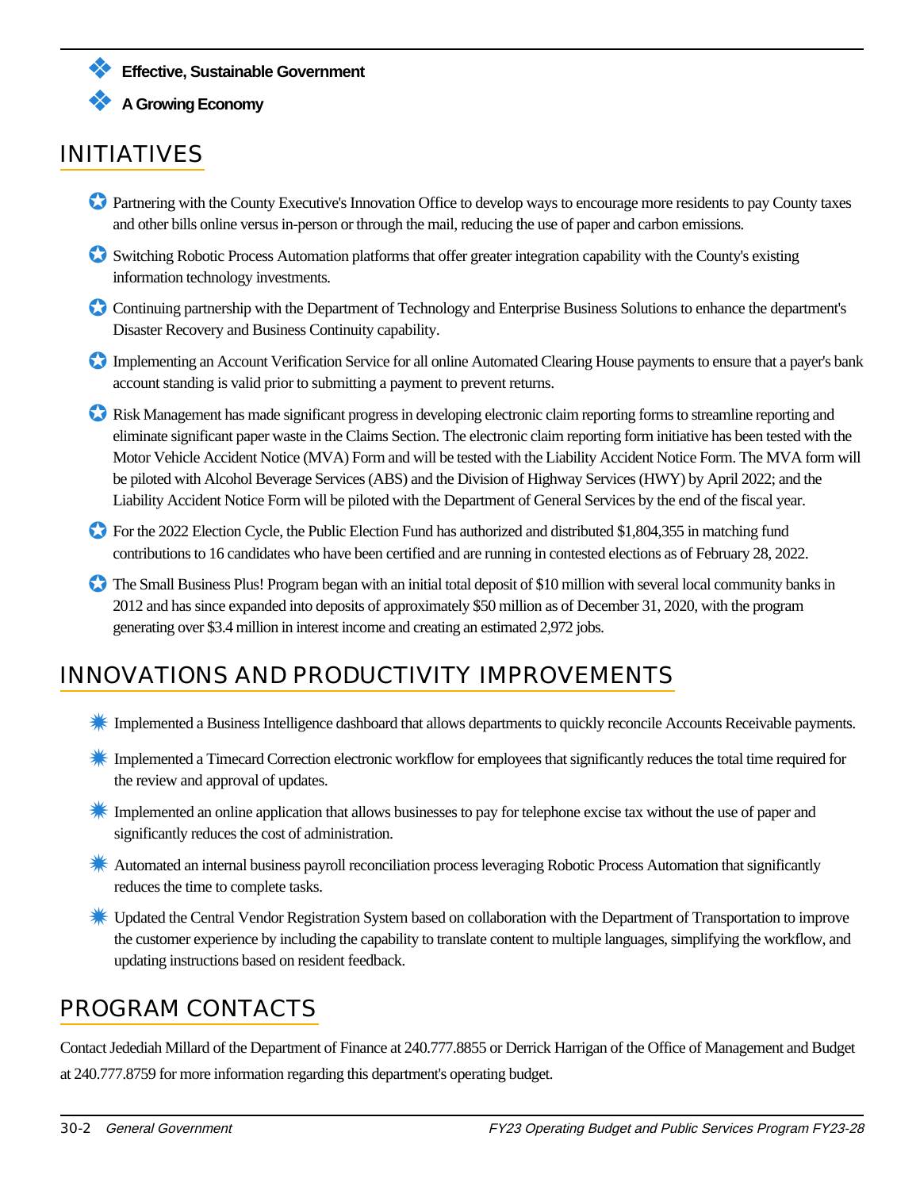- **Effective, Sustainable Government**
- **A Growing Economy**

## INITIATIVES

- Partnering with the County Executive's Innovation Office to develop ways to encourage more residents to pay County taxes and other bills online versus in-person or through the mail, reducing the use of paper and carbon emissions.
- Switching Robotic Process Automation platforms that offer greater integration capability with the County's existing information technology investments.
- Continuing partnership with the Department of Technology and Enterprise Business Solutions to enhance the department's Disaster Recovery and Business Continuity capability.
- Implementing an Account Verification Service for all online Automated Clearing House payments to ensure that a payer's bank account standing is valid prior to submitting a payment to prevent returns.
- Risk Management has made significant progress in developing electronic claim reporting forms to streamline reporting and eliminate significant paper waste in the Claims Section. The electronic claim reporting form initiative has been tested with the Motor Vehicle Accident Notice (MVA) Form and will be tested with the Liability Accident Notice Form. The MVA form will be piloted with Alcohol Beverage Services (ABS) and the Division of Highway Services (HWY) by April 2022; and the Liability Accident Notice Form will be piloted with the Department of General Services by the end of the fiscal year.
- For the 2022 Election Cycle, the Public Election Fund has authorized and distributed $1,804,355 in matching fund contributions to 16 candidates who have been certified and are running in contested elections as of February 28, 2022.
- The Small Business Plus! Program began with an initial total deposit of $10 million with several local community banks in 2012 and has since expanded into deposits of approximately $50 million as of December 31, 2020, with the program generating over $3.4 million in interest income and creating an estimated 2,972 jobs.

## INNOVATIONS AND PRODUCTIVITY IMPROVEMENTS

- Implemented a Business Intelligence dashboard that allows departments to quickly reconcile Accounts Receivable payments.
- Implemented a Timecard Correction electronic workflow for employees that significantly reduces the total time required for the review and approval of updates.
- Implemented an online application that allows businesses to pay for telephone excise tax without the use of paper and significantly reduces the cost of administration.
- Automated an internal business payroll reconciliation process leveraging Robotic Process Automation that significantly reduces the time to complete tasks.
- Updated the Central Vendor Registration System based on collaboration with the Department of Transportation to improve the customer experience by including the capability to translate content to multiple languages, simplifying the workflow, and updating instructions based on resident feedback.

## PROGRAM CONTACTS

Contact Jedediah Millard of the Department of Finance at 240.777.8855 or Derrick Harrigan of the Office of Management and Budget at 240.777.8759 for more information regarding this department's operating budget.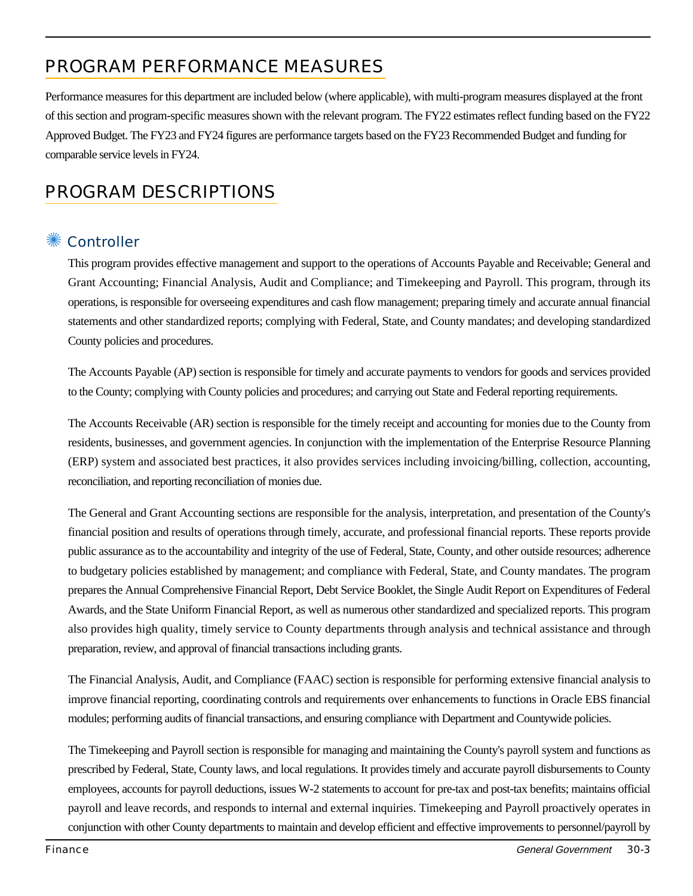## PROGRAM PERFORMANCE MEASURES

Performance measures for this department are included below (where applicable), with multi-program measures displayed at the front of this section and program-specific measures shown with the relevant program. The FY22 estimates reflect funding based on the FY22 Approved Budget. The FY23 and FY24 figures are performance targets based on the FY23 Recommended Budget and funding for comparable service levels in FY24.

## PROGRAM DESCRIPTIONS

### Controller

This program provides effective management and support to the operations of Accounts Payable and Receivable; General and Grant Accounting; Financial Analysis, Audit and Compliance; and Timekeeping and Payroll. This program, through its operations, is responsible for overseeing expenditures and cash flow management; preparing timely and accurate annual financial statements and other standardized reports; complying with Federal, State, and County mandates; and developing standardized County policies and procedures.

The Accounts Payable (AP) section is responsible for timely and accurate payments to vendors for goods and services provided to the County; complying with County policies and procedures; and carrying out State and Federal reporting requirements.

The Accounts Receivable (AR) section is responsible for the timely receipt and accounting for monies due to the County from residents, businesses, and government agencies. In conjunction with the implementation of the Enterprise Resource Planning (ERP) system and associated best practices, it also provides services including invoicing/billing, collection, accounting, reconciliation, and reporting reconciliation of monies due.

The General and Grant Accounting sections are responsible for the analysis, interpretation, and presentation of the County's financial position and results of operations through timely, accurate, and professional financial reports. These reports provide public assurance as to the accountability and integrity of the use of Federal, State, County, and other outside resources; adherence to budgetary policies established by management; and compliance with Federal, State, and County mandates. The program prepares the Annual Comprehensive Financial Report, Debt Service Booklet, the Single Audit Report on Expenditures of Federal Awards, and the State Uniform Financial Report, as well as numerous other standardized and specialized reports. This program also provides high quality, timely service to County departments through analysis and technical assistance and through preparation, review, and approval of financial transactions including grants.

The Financial Analysis, Audit, and Compliance (FAAC) section is responsible for performing extensive financial analysis to improve financial reporting, coordinating controls and requirements over enhancements to functions in Oracle EBS financial modules; performing audits of financial transactions, and ensuring compliance with Department and Countywide policies.

The Timekeeping and Payroll section is responsible for managing and maintaining the County's payroll system and functions as prescribed by Federal, State, County laws, and local regulations. It provides timely and accurate payroll disbursements to County employees, accounts for payroll deductions, issues W-2 statements to account for pre-tax and post-tax benefits; maintains official payroll and leave records, and responds to internal and external inquiries. Timekeeping and Payroll proactively operates in conjunction with other County departments to maintain and develop efficient and effective improvements to personnel/payroll by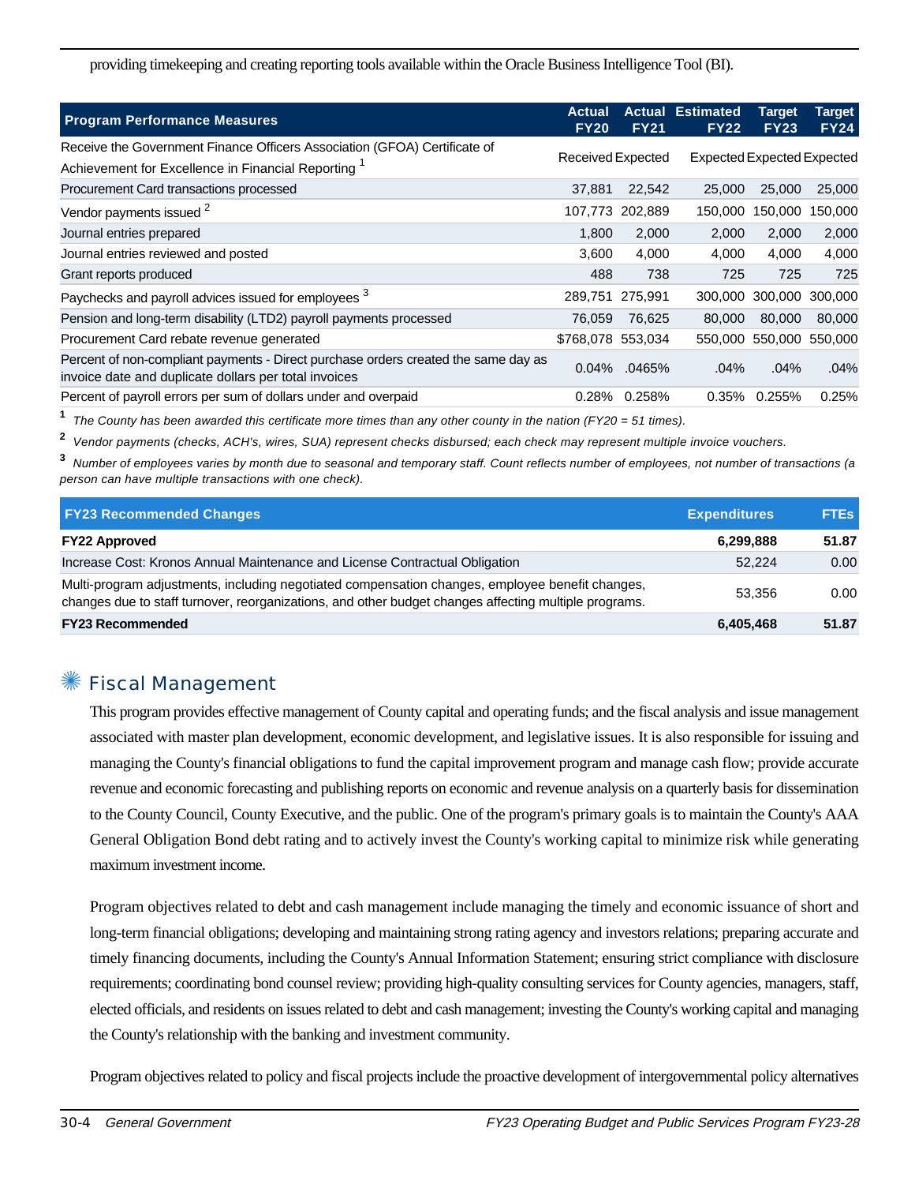providing timekeeping and creating reporting tools available within the Oracle Business Intelligence Tool (BI).

| Program Performance Measures | Actual FY20 | Actual FY21 | Estimated FY22 | Target FY23 | Target FY24 |
|---|---|---|---|---|---|
| Receive the Government Finance Officers Association (GFOA) Certificate of Achievement for Excellence in Financial Reporting [1] | Received | Expected | Expected | Expected | Expected |
| Procurement Card transactions processed | 37,881 | 22,542 | 25,000 | 25,000 | 25,000 |
| Vendor payments issued [2] | 107,773 | 202,889 | 150,000 | 150,000 | 150,000 |
| Journal entries prepared | 1,800 | 2,000 | 2,000 | 2,000 | 2,000 |
| Journal entries reviewed and posted | 3,600 | 4,000 | 4,000 | 4,000 | 4,000 |
| Grant reports produced | 488 | 738 | 725 | 725 | 725 |
| Paychecks and payroll advices issued for employees [3] | 289,751 | 275,991 | 300,000 | 300,000 | 300,000 |
| Pension and long-term disability (LTD2) payroll payments processed | 76,059 | 76,625 | 80,000 | 80,000 | 80,000 |
| Procurement Card rebate revenue generated | $768,078 | 553,034 | 550,000 | 550,000 | 550,000 |
| Percent of non-compliant payments - Direct purchase orders created the same day as invoice date and duplicate dollars per total invoices | 0.04% | .0465% | .04% | .04% | .04% |
| Percent of payroll errors per sum of dollars under and overpaid | 0.28% | 0.258% | 0.35% | 0.255% | 0.25% |

[1] *The County has been awarded this certificate more times than any other county in the nation (FY20 = 51 times).*

[2] *Vendor payments (checks, ACH's, wires, SUA) represent checks disbursed; each check may represent multiple invoice vouchers.*

[3] *Number of employees varies by month due to seasonal and temporary staff. Count reflects number of employees, not number of transactions (a person can have multiple transactions with one check).*

| FY23 Recommended Changes | Expenditures | FTEs |
|---|---|---|
| **FY22 Approved** | **6,299,888** | **51.87** |
| Increase Cost: Kronos Annual Maintenance and License Contractual Obligation | 52,224 | 0.00 |
| Multi-program adjustments, including negotiated compensation changes, employee benefit changes, changes due to staff turnover, reorganizations, and other budget changes affecting multiple programs. | 53,356 | 0.00 |
| **FY23 Recommended** | **6,405,468** | **51.87** |

## Fiscal Management

This program provides effective management of County capital and operating funds; and the fiscal analysis and issue management associated with master plan development, economic development, and legislative issues. It is also responsible for issuing and managing the County's financial obligations to fund the capital improvement program and manage cash flow; provide accurate revenue and economic forecasting and publishing reports on economic and revenue analysis on a quarterly basis for dissemination to the County Council, County Executive, and the public. One of the program's primary goals is to maintain the County's AAA General Obligation Bond debt rating and to actively invest the County's working capital to minimize risk while generating maximum investment income.

Program objectives related to debt and cash management include managing the timely and economic issuance of short and long-term financial obligations; developing and maintaining strong rating agency and investors relations; preparing accurate and timely financing documents, including the County's Annual Information Statement; ensuring strict compliance with disclosure requirements; coordinating bond counsel review; providing high-quality consulting services for County agencies, managers, staff, elected officials, and residents on issues related to debt and cash management; investing the County's working capital and managing the County's relationship with the banking and investment community.

Program objectives related to policy and fiscal projects include the proactive development of intergovernmental policy alternatives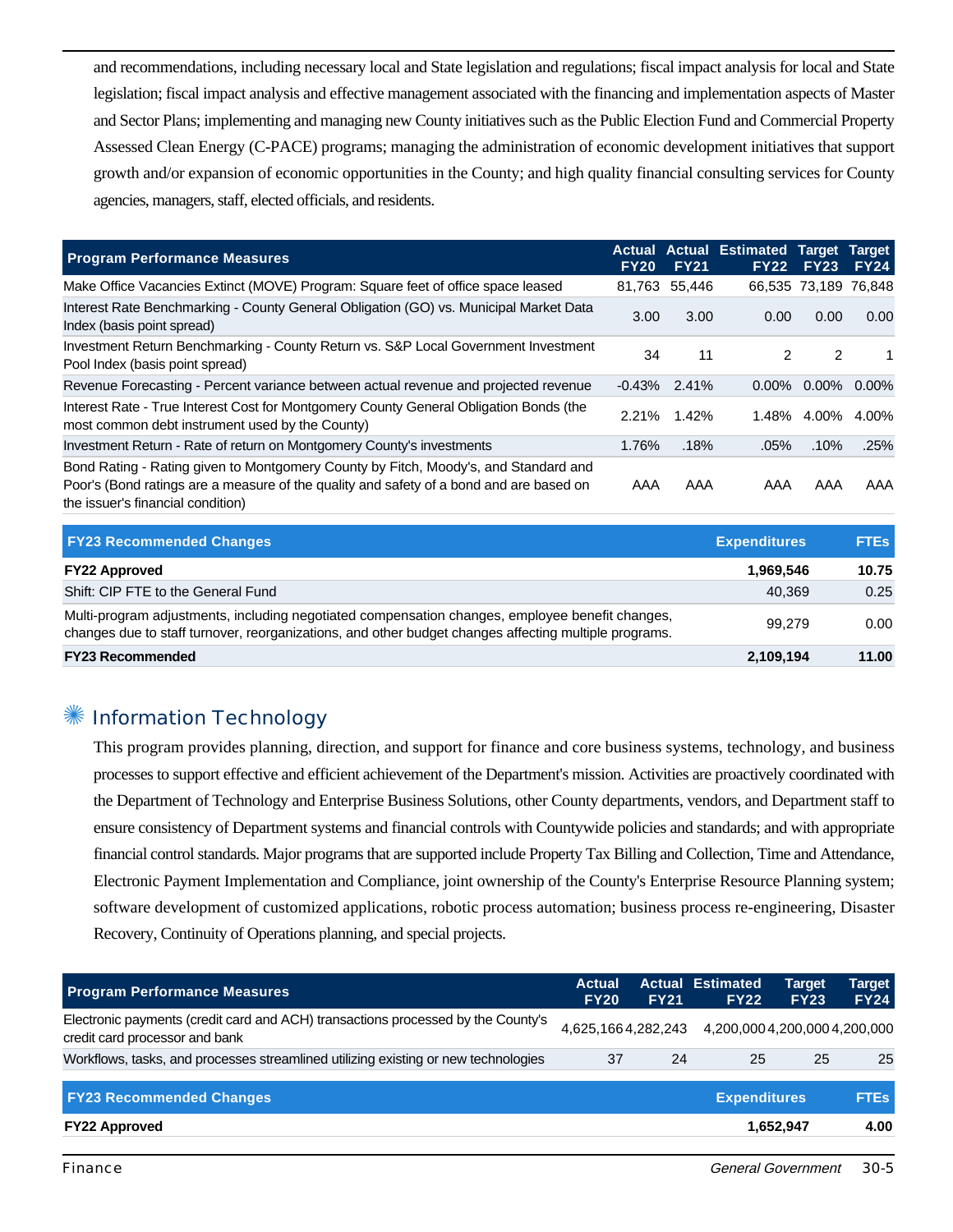and recommendations, including necessary local and State legislation and regulations; fiscal impact analysis for local and State legislation; fiscal impact analysis and effective management associated with the financing and implementation aspects of Master and Sector Plans; implementing and managing new County initiatives such as the Public Election Fund and Commercial Property Assessed Clean Energy (C-PACE) programs; managing the administration of economic development initiatives that support growth and/or expansion of economic opportunities in the County; and high quality financial consulting services for County agencies, managers, staff, elected officials, and residents.

| Program Performance Measures | Actual FY20 | Actual FY21 | Estimated FY22 | Target FY23 | Target FY24 |
|---|---|---|---|---|---|
| Make Office Vacancies Extinct (MOVE) Program: Square feet of office space leased | 81,763 | 55,446 | 66,535 | 73,189 | 76,848 |
| Interest Rate Benchmarking - County General Obligation (GO) vs. Municipal Market Data Index (basis point spread) | 3.00 | 3.00 | 0.00 | 0.00 | 0.00 |
| Investment Return Benchmarking - County Return vs. S&P Local Government Investment Pool Index (basis point spread) | 34 | 11 | 2 | 2 | 1 |
| Revenue Forecasting - Percent variance between actual revenue and projected revenue | -0.43% | 2.41% | 0.00% | 0.00% | 0.00% |
| Interest Rate - True Interest Cost for Montgomery County General Obligation Bonds (the most common debt instrument used by the County) | 2.21% | 1.42% | 1.48% | 4.00% | 4.00% |
| Investment Return - Rate of return on Montgomery County's investments | 1.76% | .18% | .05% | .10% | .25% |
| Bond Rating - Rating given to Montgomery County by Fitch, Moody's, and Standard and Poor's (Bond ratings are a measure of the quality and safety of a bond and are based on the issuer's financial condition) | AAA | AAA | AAA | AAA | AAA |

| FY23 Recommended Changes | Expenditures | FTEs |
|---|---|---|
| **FY22 Approved** | **1,969,546** | **10.75** |
| Shift: CIP FTE to the General Fund | 40,369 | 0.25 |
| Multi-program adjustments, including negotiated compensation changes, employee benefit changes, changes due to staff turnover, reorganizations, and other budget changes affecting multiple programs. | 99,279 | 0.00 |
| **FY23 Recommended** | **2,109,194** | **11.00** |

## Information Technology

This program provides planning, direction, and support for finance and core business systems, technology, and business processes to support effective and efficient achievement of the Department's mission. Activities are proactively coordinated with the Department of Technology and Enterprise Business Solutions, other County departments, vendors, and Department staff to ensure consistency of Department systems and financial controls with Countywide policies and standards; and with appropriate financial control standards. Major programs that are supported include Property Tax Billing and Collection, Time and Attendance, Electronic Payment Implementation and Compliance, joint ownership of the County's Enterprise Resource Planning system; software development of customized applications, robotic process automation; business process re-engineering, Disaster Recovery, Continuity of Operations planning, and special projects.

| Program Performance Measures | Actual FY20 | Actual FY21 | Estimated FY22 | Target FY23 | Target FY24 |
|---|---|---|---|---|---|
| Electronic payments (credit card and ACH) transactions processed by the County's credit card processor and bank | 4,625,166 | 4,282,243 | 4,200,000 | 4,200,000 | 4,200,000 |
| Workflows, tasks, and processes streamlined utilizing existing or new technologies | 37 | 24 | 25 | 25 | 25 |

| FY23 Recommended Changes | Expenditures | FTEs |
|---|---|---|
| **FY22 Approved** | **1,652,947** | **4.00** |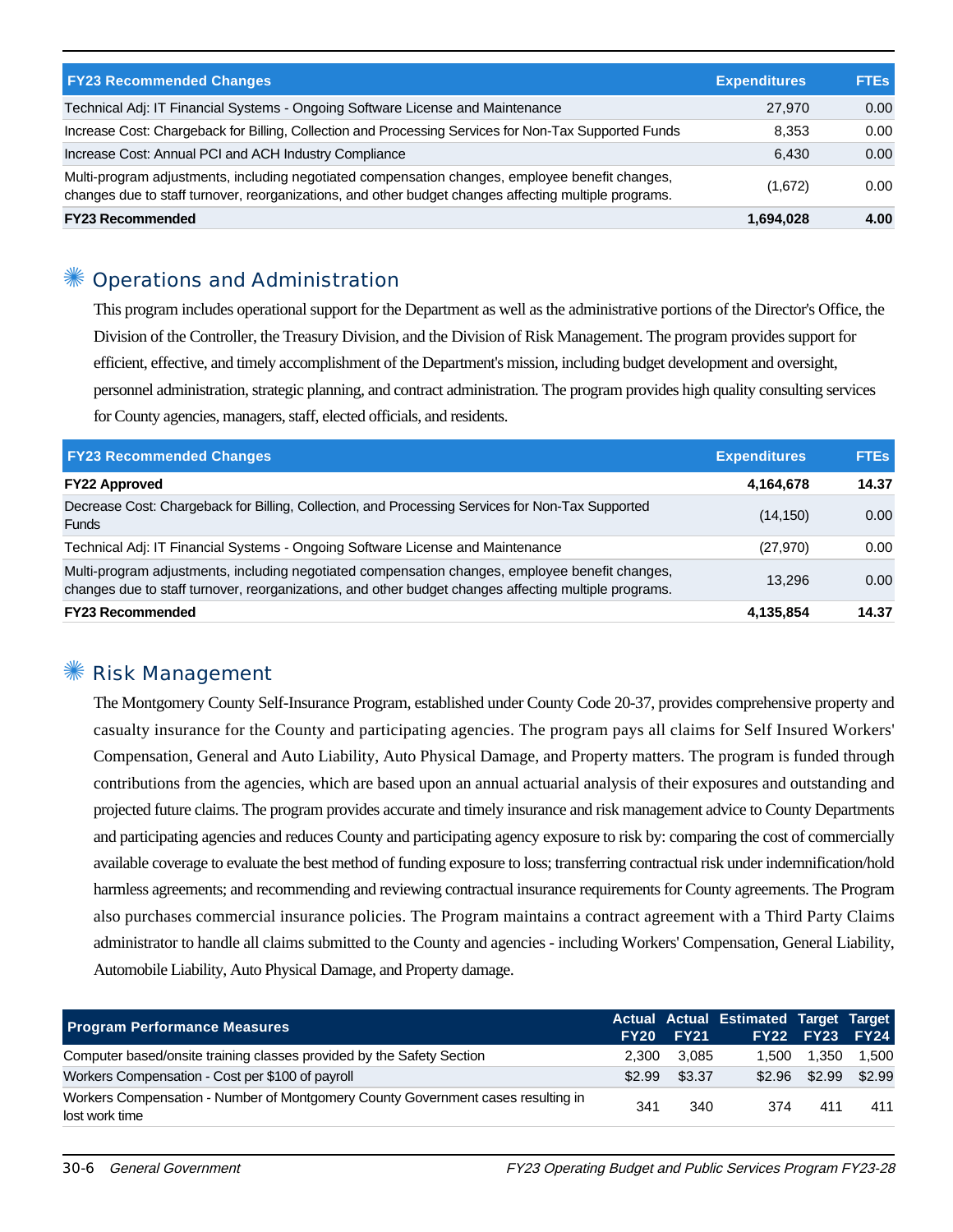| FY23 Recommended Changes | Expenditures | FTEs |
|---|---|---|
| Technical Adj: IT Financial Systems - Ongoing Software License and Maintenance | 27,970 | 0.00 |
| Increase Cost: Chargeback for Billing, Collection and Processing Services for Non-Tax Supported Funds | 8,353 | 0.00 |
| Increase Cost: Annual PCI and ACH Industry Compliance | 6,430 | 0.00 |
| Multi-program adjustments, including negotiated compensation changes, employee benefit changes, changes due to staff turnover, reorganizations, and other budget changes affecting multiple programs. | (1,672) | 0.00 |
| **FY23 Recommended** | **1,694,028** | **4.00** |

## Operations and Administration

This program includes operational support for the Department as well as the administrative portions of the Director's Office, the Division of the Controller, the Treasury Division, and the Division of Risk Management. The program provides support for efficient, effective, and timely accomplishment of the Department's mission, including budget development and oversight, personnel administration, strategic planning, and contract administration. The program provides high quality consulting services for County agencies, managers, staff, elected officials, and residents.

| FY23 Recommended Changes | Expenditures | FTEs |
|---|---|---|
| **FY22 Approved** | **4,164,678** | **14.37** |
| Decrease Cost: Chargeback for Billing, Collection, and Processing Services for Non-Tax Supported Funds | (14,150) | 0.00 |
| Technical Adj: IT Financial Systems - Ongoing Software License and Maintenance | (27,970) | 0.00 |
| Multi-program adjustments, including negotiated compensation changes, employee benefit changes, changes due to staff turnover, reorganizations, and other budget changes affecting multiple programs. | 13,296 | 0.00 |
| **FY23 Recommended** | **4,135,854** | **14.37** |

## Risk Management

The Montgomery County Self-Insurance Program, established under County Code 20-37, provides comprehensive property and casualty insurance for the County and participating agencies. The program pays all claims for Self Insured Workers' Compensation, General and Auto Liability, Auto Physical Damage, and Property matters. The program is funded through contributions from the agencies, which are based upon an annual actuarial analysis of their exposures and outstanding and projected future claims. The program provides accurate and timely insurance and risk management advice to County Departments and participating agencies and reduces County and participating agency exposure to risk by: comparing the cost of commercially available coverage to evaluate the best method of funding exposure to loss; transferring contractual risk under indemnification/hold harmless agreements; and recommending and reviewing contractual insurance requirements for County agreements. The Program also purchases commercial insurance policies. The Program maintains a contract agreement with a Third Party Claims administrator to handle all claims submitted to the County and agencies - including Workers' Compensation, General Liability, Automobile Liability, Auto Physical Damage, and Property damage.

| Program Performance Measures | Actual FY20 | Actual FY21 | Estimated FY22 | Target FY23 | Target FY24 |
|---|---|---|---|---|---|
| Computer based/onsite training classes provided by the Safety Section | 2,300 | 3,085 | 1,500 | 1,350 | 1,500 |
| Workers Compensation - Cost per $100 of payroll | $2.99 | $3.37 | $2.96 | $2.99 | $2.99 |
| Workers Compensation - Number of Montgomery County Government cases resulting in lost work time | 341 | 340 | 374 | 411 | 411 |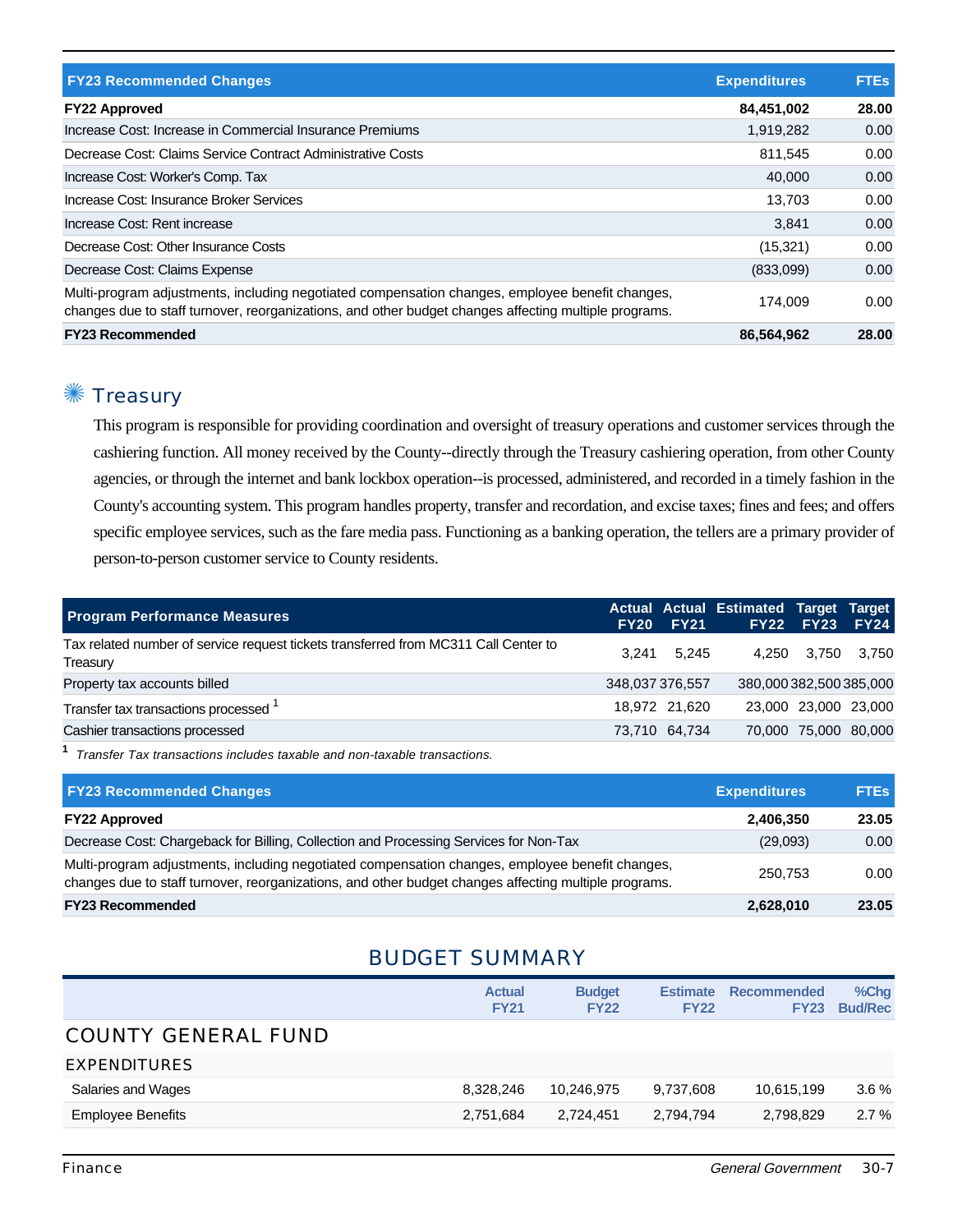| FY23 Recommended Changes | Expenditures | FTEs |
|---|---|---|
| **FY22 Approved** | **84,451,002** | **28.00** |
| Increase Cost: Increase in Commercial Insurance Premiums | 1,919,282 | 0.00 |
| Decrease Cost: Claims Service Contract Administrative Costs | 811,545 | 0.00 |
| Increase Cost: Worker's Comp. Tax | 40,000 | 0.00 |
| Increase Cost: Insurance Broker Services | 13,703 | 0.00 |
| Increase Cost: Rent increase | 3,841 | 0.00 |
| Decrease Cost: Other Insurance Costs | (15,321) | 0.00 |
| Decrease Cost: Claims Expense | (833,099) | 0.00 |
| Multi-program adjustments, including negotiated compensation changes, employee benefit changes, changes due to staff turnover, reorganizations, and other budget changes affecting multiple programs. | 174,009 | 0.00 |
| **FY23 Recommended** | **86,564,962** | **28.00** |

## Treasury

This program is responsible for providing coordination and oversight of treasury operations and customer services through the cashiering function. All money received by the County--directly through the Treasury cashiering operation, from other County agencies, or through the internet and bank lockbox operation--is processed, administered, and recorded in a timely fashion in the County's accounting system. This program handles property, transfer and recordation, and excise taxes; fines and fees; and offers specific employee services, such as the fare media pass. Functioning as a banking operation, the tellers are a primary provider of person-to-person customer service to County residents.

| Program Performance Measures | Actual FY20 | Actual FY21 | Estimated FY22 | Target FY23 | Target FY24 |
|---|---|---|---|---|---|
| Tax related number of service request tickets transferred from MC311 Call Center to Treasury | 3,241 | 5,245 | 4,250 | 3,750 | 3,750 |
| Property tax accounts billed | 348,037 | 376,557 | 380,000 | 382,500 | 385,000 |
| Transfer tax transactions processed [1] | 18,972 | 21,620 | 23,000 | 23,000 | 23,000 |
| Cashier transactions processed | 73,710 | 64,734 | 70,000 | 75,000 | 80,000 |

[1] *Transfer Tax transactions includes taxable and non-taxable transactions.*

| FY23 Recommended Changes | Expenditures | FTEs |
|---|---|---|
| **FY22 Approved** | **2,406,350** | **23.05** |
| Decrease Cost: Chargeback for Billing, Collection and Processing Services for Non-Tax | (29,093) | 0.00 |
| Multi-program adjustments, including negotiated compensation changes, employee benefit changes, changes due to staff turnover, reorganizations, and other budget changes affecting multiple programs. | 250,753 | 0.00 |
| **FY23 Recommended** | **2,628,010** | **23.05** |

## BUDGET SUMMARY

| | Actual FY21 | Budget FY22 | Estimate FY22 | Recommended FY23 | %Chg Bud/Rec |
|---|---|---|---|---|---|
| **COUNTY GENERAL FUND** | | | | | |
| **EXPENDITURES** | | | | | |
| Salaries and Wages | 8,328,246 | 10,246,975 | 9,737,608 | 10,615,199 | 3.6 % |
| Employee Benefits | 2,751,684 | 2,724,451 | 2,794,794 | 2,798,829 | 2.7 % |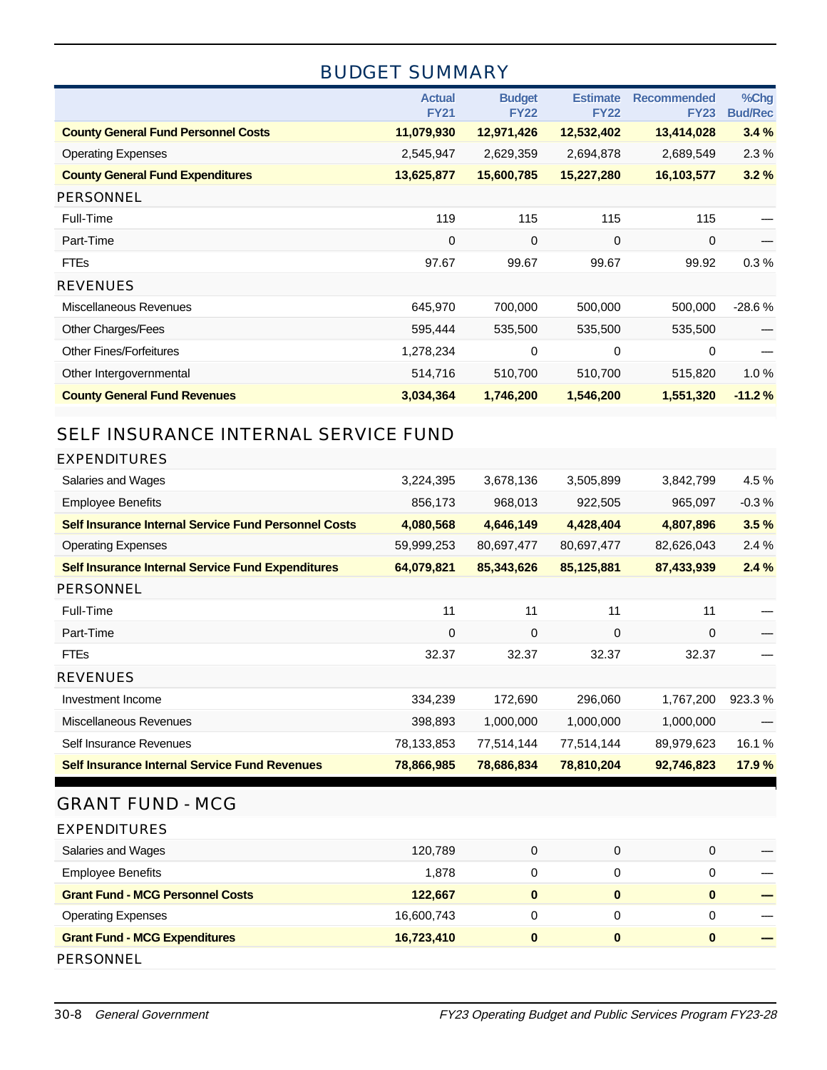# BUDGET SUMMARY

| | Actual FY21 | Budget FY22 | Estimate FY22 | Recommended FY23 | %Chg Bud/Rec |
|---|---|---|---|---|---|
| **County General Fund Personnel Costs** | **11,079,930** | **12,971,426** | **12,532,402** | **13,414,028** | **3.4 %** |
| Operating Expenses | 2,545,947 | 2,629,359 | 2,694,878 | 2,689,549 | 2.3 % |
| **County General Fund Expenditures** | **13,625,877** | **15,600,785** | **15,227,280** | **16,103,577** | **3.2 %** |
| PERSONNEL | | | | | |
| Full-Time | 119 | 115 | 115 | 115 | — |
| Part-Time | 0 | 0 | 0 | 0 | — |
| FTEs | 97.67 | 99.67 | 99.67 | 99.92 | 0.3 % |
| REVENUES | | | | | |
| Miscellaneous Revenues | 645,970 | 700,000 | 500,000 | 500,000 | -28.6 % |
| Other Charges/Fees | 595,444 | 535,500 | 535,500 | 535,500 | — |
| Other Fines/Forfeitures | 1,278,234 | 0 | 0 | 0 | — |
| Other Intergovernmental | 514,716 | 510,700 | 510,700 | 515,820 | 1.0 % |
| **County General Fund Revenues** | **3,034,364** | **1,746,200** | **1,546,200** | **1,551,320** | **-11.2 %** |

## SELF INSURANCE INTERNAL SERVICE FUND

| | Actual FY21 | Budget FY22 | Estimate FY22 | Recommended FY23 | %Chg Bud/Rec |
|---|---|---|---|---|---|
| EXPENDITURES | | | | | |
| Salaries and Wages | 3,224,395 | 3,678,136 | 3,505,899 | 3,842,799 | 4.5 % |
| Employee Benefits | 856,173 | 968,013 | 922,505 | 965,097 | -0.3 % |
| **Self Insurance Internal Service Fund Personnel Costs** | **4,080,568** | **4,646,149** | **4,428,404** | **4,807,896** | **3.5 %** |
| Operating Expenses | 59,999,253 | 80,697,477 | 80,697,477 | 82,626,043 | 2.4 % |
| **Self Insurance Internal Service Fund Expenditures** | **64,079,821** | **85,343,626** | **85,125,881** | **87,433,939** | **2.4 %** |
| PERSONNEL | | | | | |
| Full-Time | 11 | 11 | 11 | 11 | — |
| Part-Time | 0 | 0 | 0 | 0 | — |
| FTEs | 32.37 | 32.37 | 32.37 | 32.37 | — |
| REVENUES | | | | | |
| Investment Income | 334,239 | 172,690 | 296,060 | 1,767,200 | 923.3 % |
| Miscellaneous Revenues | 398,893 | 1,000,000 | 1,000,000 | 1,000,000 | — |
| Self Insurance Revenues | 78,133,853 | 77,514,144 | 77,514,144 | 89,979,623 | 16.1 % |
| **Self Insurance Internal Service Fund Revenues** | **78,866,985** | **78,686,834** | **78,810,204** | **92,746,823** | **17.9 %** |

## GRANT FUND - MCG

| | Actual FY21 | Budget FY22 | Estimate FY22 | Recommended FY23 | %Chg Bud/Rec |
|---|---|---|---|---|---|
| EXPENDITURES | | | | | |
| Salaries and Wages | 120,789 | 0 | 0 | 0 | — |
| Employee Benefits | 1,878 | 0 | 0 | 0 | — |
| **Grant Fund - MCG Personnel Costs** | **122,667** | **0** | **0** | **0** | **—** |
| Operating Expenses | 16,600,743 | 0 | 0 | 0 | — |
| **Grant Fund - MCG Expenditures** | **16,723,410** | **0** | **0** | **0** | **—** |
| PERSONNEL | | | | | |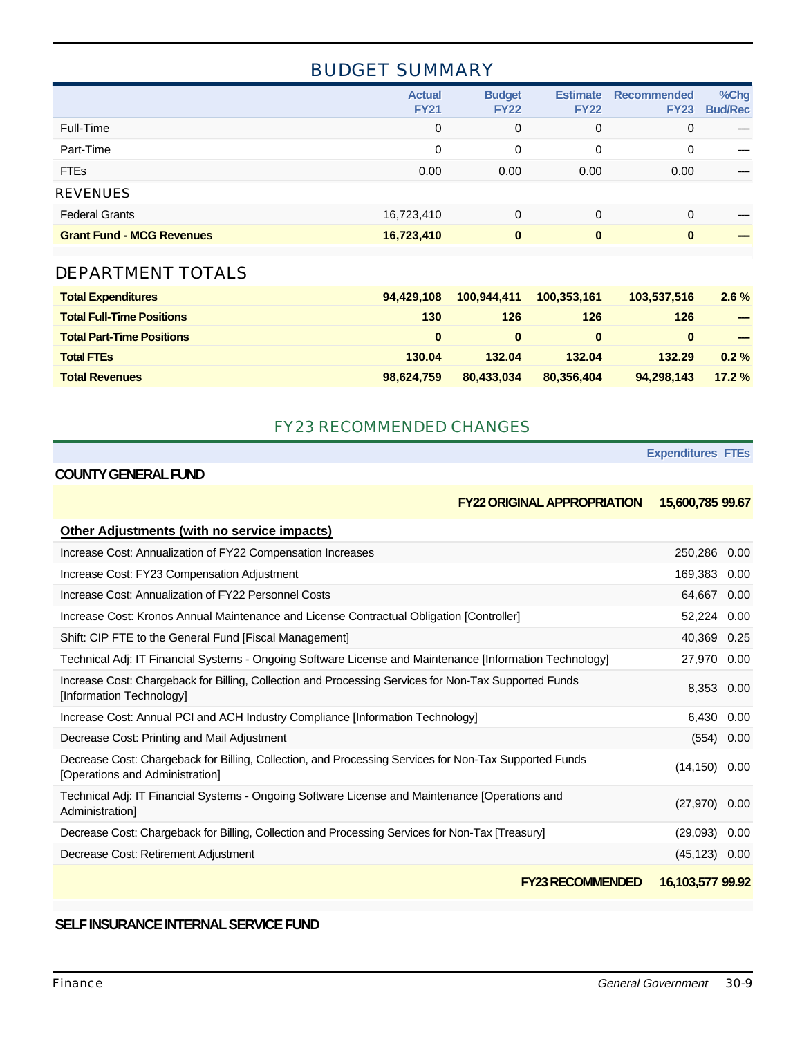## BUDGET SUMMARY

| | Actual FY21 | Budget FY22 | Estimate FY22 | Recommended FY23 | %Chg Bud/Rec |
|---|---|---|---|---|---|
| Full-Time | 0 | 0 | 0 | 0 | — |
| Part-Time | 0 | 0 | 0 | 0 | — |
| FTEs | 0.00 | 0.00 | 0.00 | 0.00 | — |
| **REVENUES** | | | | | |
| Federal Grants | 16,723,410 | 0 | 0 | 0 | — |
| **Grant Fund - MCG Revenues** | **16,723,410** | **0** | **0** | **0** | **—** |

### DEPARTMENT TOTALS

| | Actual FY21 | Budget FY22 | Estimate FY22 | Recommended FY23 | %Chg Bud/Rec |
|---|---|---|---|---|---|
| **Total Expenditures** | **94,429,108** | **100,944,411** | **100,353,161** | **103,537,516** | **2.6 %** |
| **Total Full-Time Positions** | **130** | **126** | **126** | **126** | **—** |
| **Total Part-Time Positions** | **0** | **0** | **0** | **0** | **—** |
| **Total FTEs** | **130.04** | **132.04** | **132.04** | **132.29** | **0.2 %** |
| **Total Revenues** | **98,624,759** | **80,433,034** | **80,356,404** | **94,298,143** | **17.2 %** |

## FY23 RECOMMENDED CHANGES

**COUNTY GENERAL FUND**

| | Expenditures | FTEs |
|---|---|---|
| **FY22 ORIGINAL APPROPRIATION** | **15,600,785** | **99.67** |
| **Other Adjustments (with no service impacts)** | | |
| Increase Cost: Annualization of FY22 Compensation Increases | 250,286 | 0.00 |
| Increase Cost: FY23 Compensation Adjustment | 169,383 | 0.00 |
| Increase Cost: Annualization of FY22 Personnel Costs | 64,667 | 0.00 |
| Increase Cost: Kronos Annual Maintenance and License Contractual Obligation [Controller] | 52,224 | 0.00 |
| Shift: CIP FTE to the General Fund [Fiscal Management] | 40,369 | 0.25 |
| Technical Adj: IT Financial Systems - Ongoing Software License and Maintenance [Information Technology] | 27,970 | 0.00 |
| Increase Cost: Chargeback for Billing, Collection and Processing Services for Non-Tax Supported Funds [Information Technology] | 8,353 | 0.00 |
| Increase Cost: Annual PCI and ACH Industry Compliance [Information Technology] | 6,430 | 0.00 |
| Decrease Cost: Printing and Mail Adjustment | (554) | 0.00 |
| Decrease Cost: Chargeback for Billing, Collection, and Processing Services for Non-Tax Supported Funds [Operations and Administration] | (14,150) | 0.00 |
| Technical Adj: IT Financial Systems - Ongoing Software License and Maintenance [Operations and Administration] | (27,970) | 0.00 |
| Decrease Cost: Chargeback for Billing, Collection and Processing Services for Non-Tax [Treasury] | (29,093) | 0.00 |
| Decrease Cost: Retirement Adjustment | (45,123) | 0.00 |
| **FY23 RECOMMENDED** | **16,103,577** | **99.92** |

**SELF INSURANCE INTERNAL SERVICE FUND**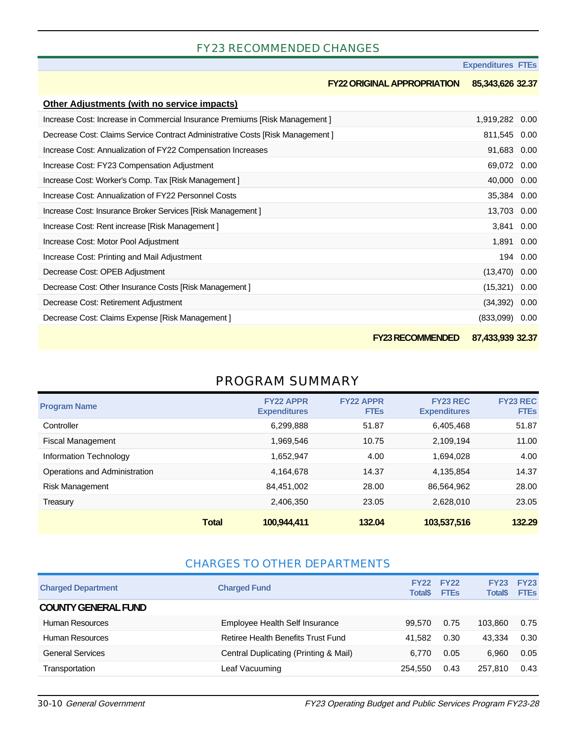## FY23 RECOMMENDED CHANGES

| | Expenditures | FTEs |
|---|---|---|
| **FY22 ORIGINAL APPROPRIATION** | **85,343,626** | **32.37** |
| **Other Adjustments (with no service impacts)** | | |
| Increase Cost: Increase in Commercial Insurance Premiums [Risk Management ] | 1,919,282 | 0.00 |
| Decrease Cost: Claims Service Contract Administrative Costs [Risk Management ] | 811,545 | 0.00 |
| Increase Cost: Annualization of FY22 Compensation Increases | 91,683 | 0.00 |
| Increase Cost: FY23 Compensation Adjustment | 69,072 | 0.00 |
| Increase Cost: Worker's Comp. Tax [Risk Management ] | 40,000 | 0.00 |
| Increase Cost: Annualization of FY22 Personnel Costs | 35,384 | 0.00 |
| Increase Cost: Insurance Broker Services [Risk Management ] | 13,703 | 0.00 |
| Increase Cost: Rent increase [Risk Management ] | 3,841 | 0.00 |
| Increase Cost: Motor Pool Adjustment | 1,891 | 0.00 |
| Increase Cost: Printing and Mail Adjustment | 194 | 0.00 |
| Decrease Cost: OPEB Adjustment | (13,470) | 0.00 |
| Decrease Cost: Other Insurance Costs [Risk Management ] | (15,321) | 0.00 |
| Decrease Cost: Retirement Adjustment | (34,392) | 0.00 |
| Decrease Cost: Claims Expense [Risk Management ] | (833,099) | 0.00 |
| **FY23 RECOMMENDED** | **87,433,939** | **32.37** |

## PROGRAM SUMMARY

| Program Name | FY22 APPR Expenditures | FY22 APPR FTEs | FY23 REC Expenditures | FY23 REC FTEs |
|---|---|---|---|---|
| Controller | 6,299,888 | 51.87 | 6,405,468 | 51.87 |
| Fiscal Management | 1,969,546 | 10.75 | 2,109,194 | 11.00 |
| Information Technology | 1,652,947 | 4.00 | 1,694,028 | 4.00 |
| Operations and Administration | 4,164,678 | 14.37 | 4,135,854 | 14.37 |
| Risk Management | 84,451,002 | 28.00 | 86,564,962 | 28.00 |
| Treasury | 2,406,350 | 23.05 | 2,628,010 | 23.05 |
| **Total** | **100,944,411** | **132.04** | **103,537,516** | **132.29** |

## CHARGES TO OTHER DEPARTMENTS

| Charged Department | Charged Fund | FY22 Total$ | FY22 FTEs | FY23 Total$ | FY23 FTEs |
|---|---|---|---|---|---|
| **COUNTY GENERAL FUND** | | | | | |
| Human Resources | Employee Health Self Insurance | 99,570 | 0.75 | 103,860 | 0.75 |
| Human Resources | Retiree Health Benefits Trust Fund | 41,582 | 0.30 | 43,334 | 0.30 |
| General Services | Central Duplicating (Printing & Mail) | 6,770 | 0.05 | 6,960 | 0.05 |
| Transportation | Leaf Vacuuming | 254,550 | 0.43 | 257,810 | 0.43 |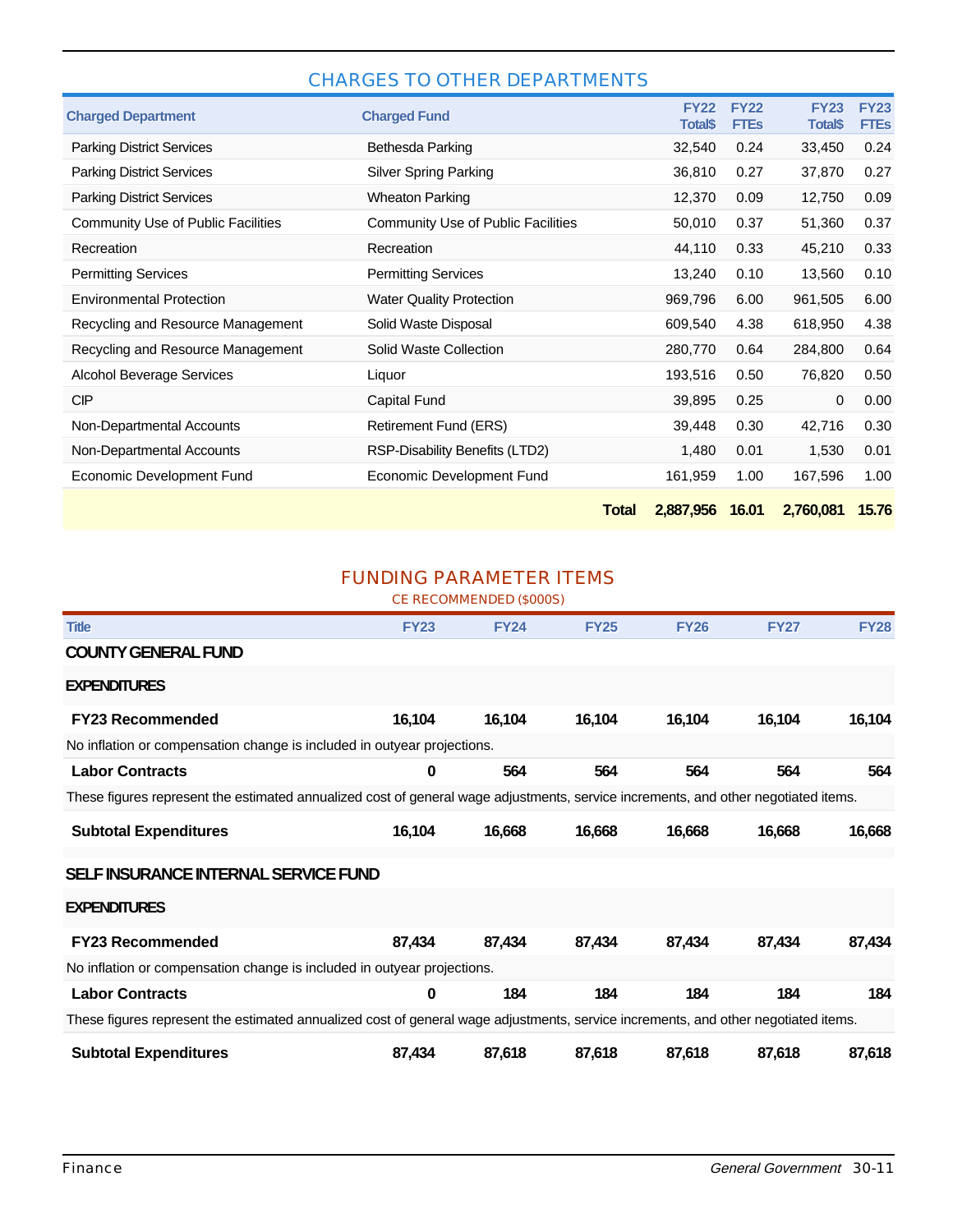## CHARGES TO OTHER DEPARTMENTS

| Charged Department | Charged Fund | FY22 Total$ | FY22 FTEs | FY23 Total$ | FY23 FTEs |
|---|---|---|---|---|---|
| Parking District Services | Bethesda Parking | 32,540 | 0.24 | 33,450 | 0.24 |
| Parking District Services | Silver Spring Parking | 36,810 | 0.27 | 37,870 | 0.27 |
| Parking District Services | Wheaton Parking | 12,370 | 0.09 | 12,750 | 0.09 |
| Community Use of Public Facilities | Community Use of Public Facilities | 50,010 | 0.37 | 51,360 | 0.37 |
| Recreation | Recreation | 44,110 | 0.33 | 45,210 | 0.33 |
| Permitting Services | Permitting Services | 13,240 | 0.10 | 13,560 | 0.10 |
| Environmental Protection | Water Quality Protection | 969,796 | 6.00 | 961,505 | 6.00 |
| Recycling and Resource Management | Solid Waste Disposal | 609,540 | 4.38 | 618,950 | 4.38 |
| Recycling and Resource Management | Solid Waste Collection | 280,770 | 0.64 | 284,800 | 0.64 |
| Alcohol Beverage Services | Liquor | 193,516 | 0.50 | 76,820 | 0.50 |
| CIP | Capital Fund | 39,895 | 0.25 | 0 | 0.00 |
| Non-Departmental Accounts | Retirement Fund (ERS) | 39,448 | 0.30 | 42,716 | 0.30 |
| Non-Departmental Accounts | RSP-Disability Benefits (LTD2) | 1,480 | 0.01 | 1,530 | 0.01 |
| Economic Development Fund | Economic Development Fund | 161,959 | 1.00 | 167,596 | 1.00 |
| | **Total** | **2,887,956** | **16.01** | **2,760,081** | **15.76** |

## FUNDING PARAMETER ITEMS

CE RECOMMENDED ($000S)

| Title | FY23 | FY24 | FY25 | FY26 | FY27 | FY28 |
|---|---|---|---|---|---|---|
| **COUNTY GENERAL FUND** | | | | | | |
| **EXPENDITURES** | | | | | | |
| **FY23 Recommended** | 16,104 | 16,104 | 16,104 | 16,104 | 16,104 | 16,104 |
| No inflation or compensation change is included in outyear projections. | | | | | | |
| **Labor Contracts** | 0 | 564 | 564 | 564 | 564 | 564 |
| These figures represent the estimated annualized cost of general wage adjustments, service increments, and other negotiated items. | | | | | | |
| **Subtotal Expenditures** | 16,104 | 16,668 | 16,668 | 16,668 | 16,668 | 16,668 |
| **SELF INSURANCE INTERNAL SERVICE FUND** | | | | | | |
| **EXPENDITURES** | | | | | | |
| **FY23 Recommended** | 87,434 | 87,434 | 87,434 | 87,434 | 87,434 | 87,434 |
| No inflation or compensation change is included in outyear projections. | | | | | | |
| **Labor Contracts** | 0 | 184 | 184 | 184 | 184 | 184 |
| These figures represent the estimated annualized cost of general wage adjustments, service increments, and other negotiated items. | | | | | | |
| **Subtotal Expenditures** | 87,434 | 87,618 | 87,618 | 87,618 | 87,618 | 87,618 |